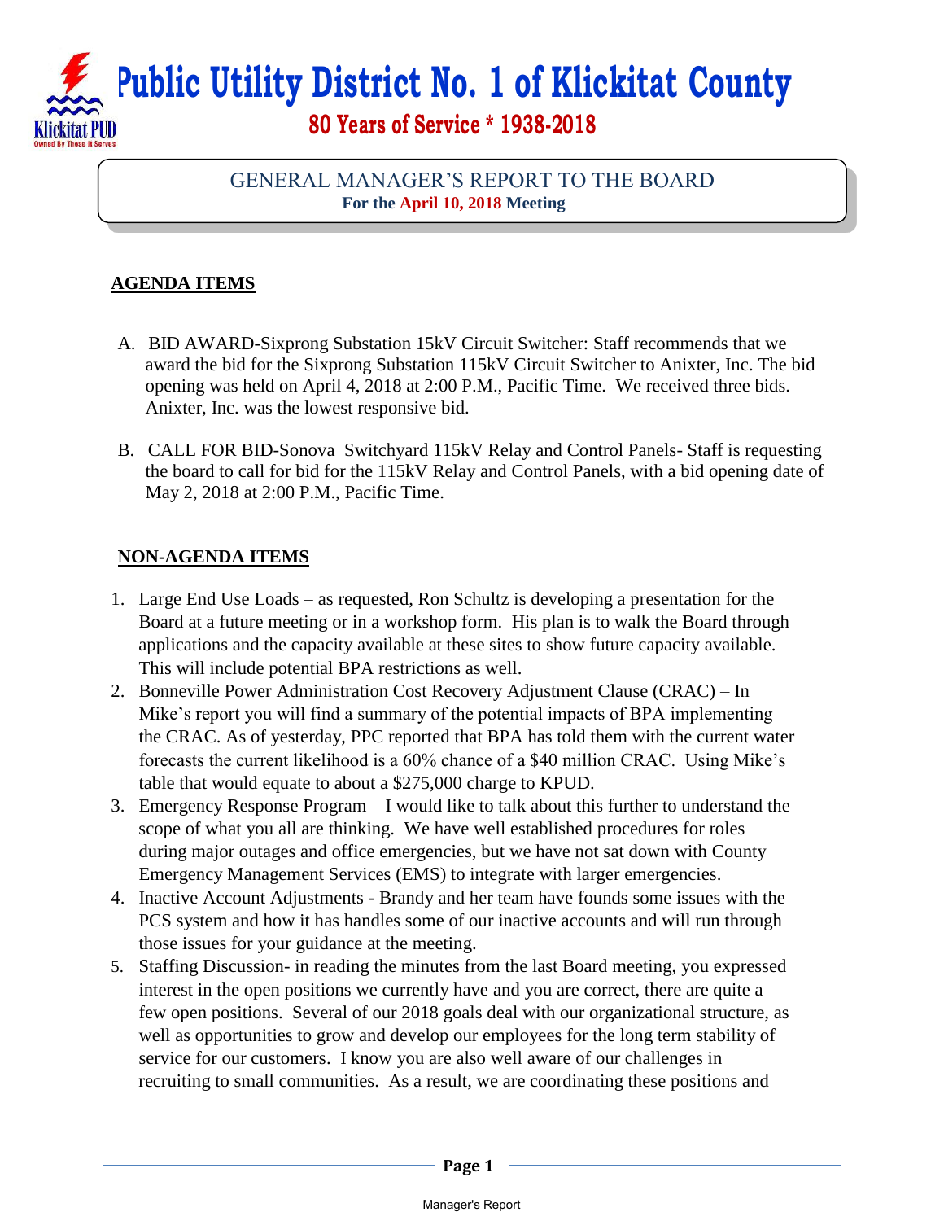# Public Utility District No. 1 of Klickitat County

**80 Years of Service * 1938-2018**

## GENERAL MANAGER'S REPORT TO THE BOARD

**For the April 10, 2018 Meeting**

### AGENDA ITEMS

A. BID AWARD-Sixprong Substation 15kV Circuit Switcher: Staff recommends that we award the bid for the Sixprong Substation 115kV Circuit Switcher to Anixter, Inc. The bid opening was held on April 4, 2018 at 2:00 P.M., Pacific Time. We received three bids. Anixter, Inc. was the lowest responsive bid.

B. CALL FOR BID-Sonova Switchyard 115kV Relay and Control Panels- Staff is requesting the board to call for bid for the 115kV Relay and Control Panels, with a bid opening date of May 2, 2018 at 2:00 P.M., Pacific Time.

### NON-AGENDA ITEMS

1. Large End Use Loads – as requested, Ron Schultz is developing a presentation for the Board at a future meeting or in a workshop form. His plan is to walk the Board through applications and the capacity available at these sites to show future capacity available. This will include potential BPA restrictions as well.
2. Bonneville Power Administration Cost Recovery Adjustment Clause (CRAC) – In Mike's report you will find a summary of the potential impacts of BPA implementing the CRAC. As of yesterday, PPC reported that BPA has told them with the current water forecasts the current likelihood is a 60% chance of a $40 million CRAC. Using Mike's table that would equate to about a $275,000 charge to KPUD.
3. Emergency Response Program – I would like to talk about this further to understand the scope of what you all are thinking. We have well established procedures for roles during major outages and office emergencies, but we have not sat down with County Emergency Management Services (EMS) to integrate with larger emergencies.
4. Inactive Account Adjustments - Brandy and her team have founds some issues with the PCS system and how it has handles some of our inactive accounts and will run through those issues for your guidance at the meeting.
5. Staffing Discussion- in reading the minutes from the last Board meeting, you expressed interest in the open positions we currently have and you are correct, there are quite a few open positions. Several of our 2018 goals deal with our organizational structure, as well as opportunities to grow and develop our employees for the long term stability of service for our customers. I know you are also well aware of our challenges in recruiting to small communities. As a result, we are coordinating these positions and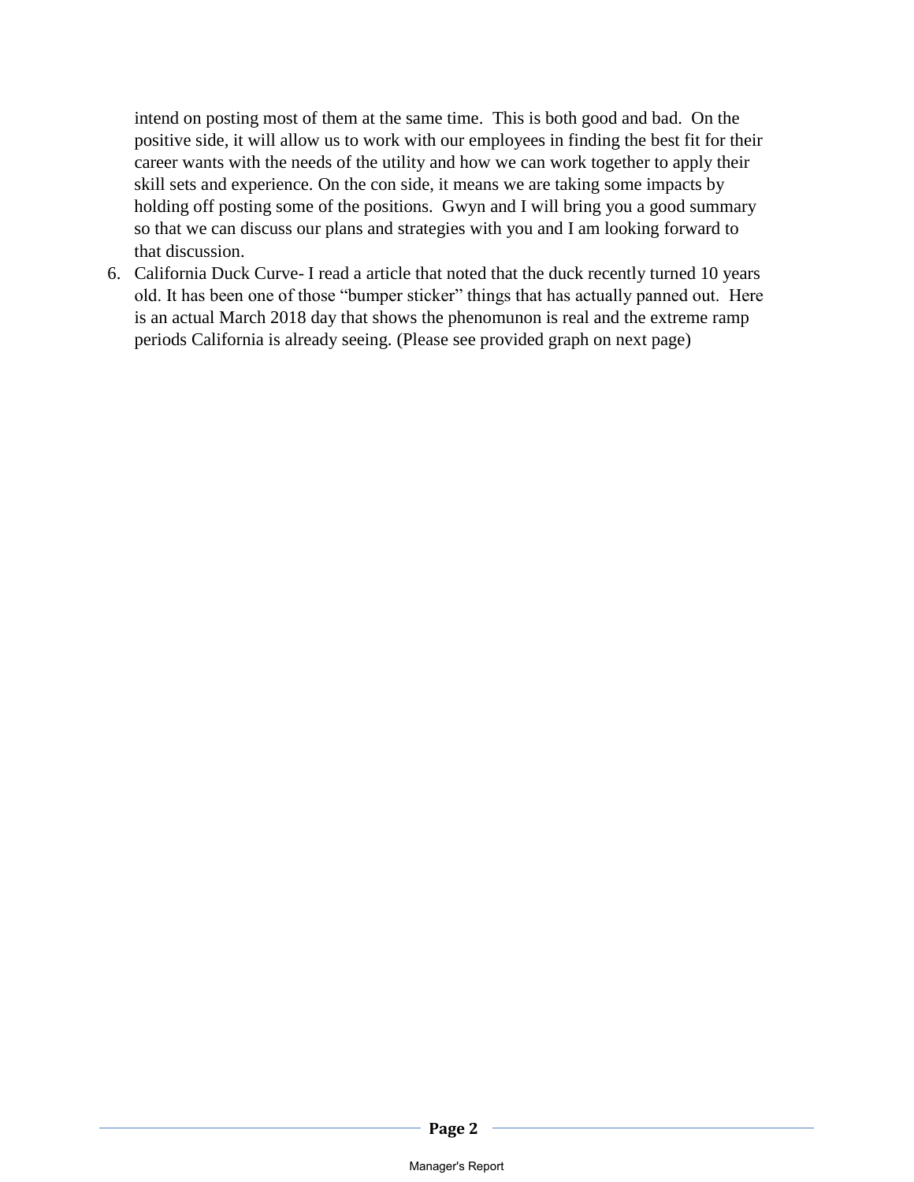intend on posting most of them at the same time. This is both good and bad. On the positive side, it will allow us to work with our employees in finding the best fit for their career wants with the needs of the utility and how we can work together to apply their skill sets and experience. On the con side, it means we are taking some impacts by holding off posting some of the positions. Gwyn and I will bring you a good summary so that we can discuss our plans and strategies with you and I am looking forward to that discussion.

6. California Duck Curve- I read a article that noted that the duck recently turned 10 years old. It has been one of those "bumper sticker" things that has actually panned out. Here is an actual March 2018 day that shows the phenomunon is real and the extreme ramp periods California is already seeing. (Please see provided graph on next page)